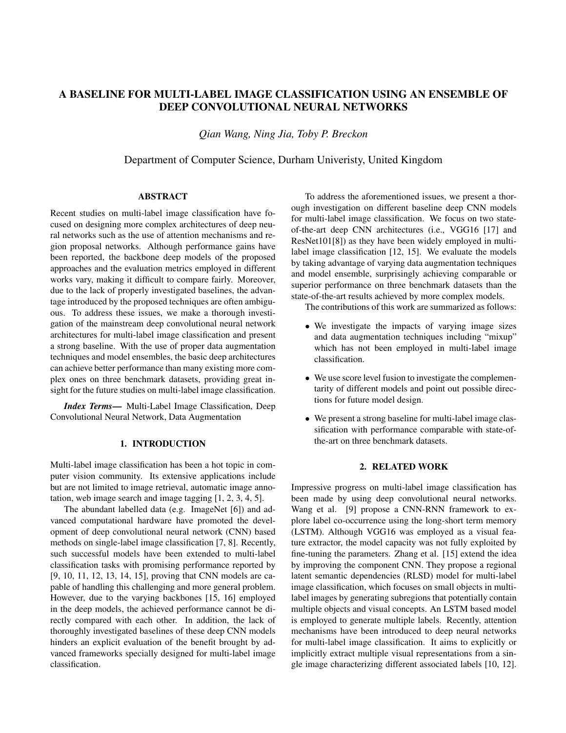// A BASELINE FOR MULTI-LABEL IMAGE CLASSIFICATION USING AN ENSEMBLE OF DEEP CONVOLUTIONAL NEURAL NETWORKS

*Qian Wang, Ning Jia, Toby P. Breckon*

Department of Computer Science, Durham Univeristy, United Kingdom

## ABSTRACT

Recent studies on multi-label image classification have focused on designing more complex architectures of deep neural networks such as the use of attention mechanisms and region proposal networks. Although performance gains have been reported, the backbone deep models of the proposed approaches and the evaluation metrics employed in different works vary, making it difficult to compare fairly. Moreover, due to the lack of properly investigated baselines, the advantage introduced by the proposed techniques are often ambiguous. To address these issues, we make a thorough investigation of the mainstream deep convolutional neural network architectures for multi-label image classification and present a strong baseline. With the use of proper data augmentation techniques and model ensembles, the basic deep architectures can achieve better performance than many existing more complex ones on three benchmark datasets, providing great insight for the future studies on multi-label image classification.

***Index Terms*—** Multi-Label Image Classification, Deep Convolutional Neural Network, Data Augmentation

## 1. INTRODUCTION

Multi-label image classification has been a hot topic in computer vision community. Its extensive applications include but are not limited to image retrieval, automatic image annotation, web image search and image tagging [1, 2, 3, 4, 5].

The abundant labelled data (e.g. ImageNet [6]) and advanced computational hardware have promoted the development of deep convolutional neural network (CNN) based methods on single-label image classification [7, 8]. Recently, such successful models have been extended to multi-label classification tasks with promising performance reported by [9, 10, 11, 12, 13, 14, 15], proving that CNN models are capable of handling this challenging and more general problem. However, due to the varying backbones [15, 16] employed in the deep models, the achieved performance cannot be directly compared with each other. In addition, the lack of thoroughly investigated baselines of these deep CNN models hinders an explicit evaluation of the benefit brought by advanced frameworks specially designed for multi-label image classification.

To address the aforementioned issues, we present a thorough investigation on different baseline deep CNN models for multi-label image classification. We focus on two state-of-the-art deep CNN architectures (i.e., VGG16 [17] and ResNet101[8]) as they have been widely employed in multi-label image classification [12, 15]. We evaluate the models by taking advantage of varying data augmentation techniques and model ensemble, surprisingly achieving comparable or superior performance on three benchmark datasets than the state-of-the-art results achieved by more complex models.

The contributions of this work are summarized as follows:

- We investigate the impacts of varying image sizes and data augmentation techniques including "mixup" which has not been employed in multi-label image classification.
- We use score level fusion to investigate the complementarity of different models and point out possible directions for future model design.
- We present a strong baseline for multi-label image classification with performance comparable with state-of-the-art on three benchmark datasets.

## 2. RELATED WORK

Impressive progress on multi-label image classification has been made by using deep convolutional neural networks. Wang et al. [9] propose a CNN-RNN framework to explore label co-occurrence using the long-short term memory (LSTM). Although VGG16 was employed as a visual feature extractor, the model capacity was not fully exploited by fine-tuning the parameters. Zhang et al. [15] extend the idea by improving the component CNN. They propose a regional latent semantic dependencies (RLSD) model for multi-label image classification, which focuses on small objects in multi-label images by generating subregions that potentially contain multiple objects and visual concepts. An LSTM based model is employed to generate multiple labels. Recently, attention mechanisms have been introduced to deep neural networks for multi-label image classification. It aims to explicitly or implicitly extract multiple visual representations from a single image characterizing different associated labels [10, 12].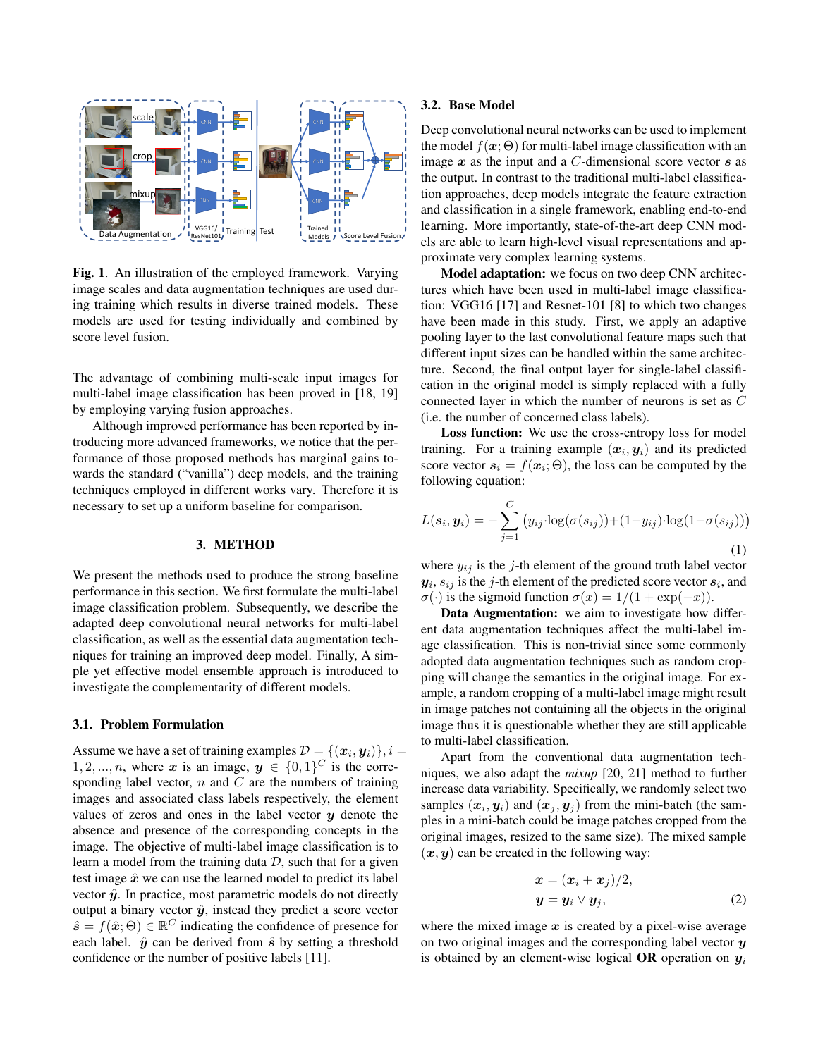**Fig. 1**. An illustration of the employed framework. Varying image scales and data augmentation techniques are used during training which results in diverse trained models. These models are used for testing individually and combined by score level fusion.

The advantage of combining multi-scale input images for multi-label image classification has been proved in [18, 19] by employing varying fusion approaches.

Although improved performance has been reported by introducing more advanced frameworks, we notice that the performance of those proposed methods has marginal gains towards the standard ("vanilla") deep models, and the training techniques employed in different works vary. Therefore it is necessary to set up a uniform baseline for comparison.

## 3. METHOD

We present the methods used to produce the strong baseline performance in this section. We first formulate the multi-label image classification problem. Subsequently, we describe the adapted deep convolutional neural networks for multi-label classification, as well as the essential data augmentation techniques for training an improved deep model. Finally, A simple yet effective model ensemble approach is introduced to investigate the complementarity of different models.

### 3.1. Problem Formulation

Assume we have a set of training examples $\mathcal{D} = \{(\boldsymbol{x}_i, \boldsymbol{y}_i)\}, i = 1, 2, ..., n$, where $\boldsymbol{x}$ is an image, $\boldsymbol{y} \in \{0, 1\}^C$ is the corresponding label vector, $n$ and $C$ are the numbers of training images and associated class labels respectively, the element values of zeros and ones in the label vector $\boldsymbol{y}$ denote the absence and presence of the corresponding concepts in the image. The objective of multi-label image classification is to learn a model from the training data $\mathcal{D}$, such that for a given test image $\hat{\boldsymbol{x}}$ we can use the learned model to predict its label vector $\hat{\boldsymbol{y}}$. In practice, most parametric models do not directly output a binary vector $\hat{\boldsymbol{y}}$, instead they predict a score vector $\hat{\boldsymbol{s}} = f(\hat{\boldsymbol{x}}; \Theta) \in \mathbb{R}^C$ indicating the confidence of presence for each label. $\hat{\boldsymbol{y}}$ can be derived from $\hat{\boldsymbol{s}}$ by setting a threshold confidence or the number of positive labels [11].

### 3.2. Base Model

Deep convolutional neural networks can be used to implement the model $f(\boldsymbol{x}; \Theta)$ for multi-label image classification with an image $\boldsymbol{x}$ as the input and a $C$-dimensional score vector $\boldsymbol{s}$ as the output. In contrast to the traditional multi-label classification approaches, deep models integrate the feature extraction and classification in a single framework, enabling end-to-end learning. More importantly, state-of-the-art deep CNN models are able to learn high-level visual representations and approximate very complex learning systems.

**Model adaptation:** we focus on two deep CNN architectures which have been used in multi-label image classification: VGG16 [17] and Resnet-101 [8] to which two changes have been made in this study. First, we apply an adaptive pooling layer to the last convolutional feature maps such that different input sizes can be handled within the same architecture. Second, the final output layer for single-label classification in the original model is simply replaced with a fully connected layer in which the number of neurons is set as $C$ (i.e. the number of concerned class labels).

**Loss function:** We use the cross-entropy loss for model training. For a training example $(\boldsymbol{x}_i, \boldsymbol{y}_i)$ and its predicted score vector $\boldsymbol{s}_i = f(\boldsymbol{x}_i; \Theta)$, the loss can be computed by the following equation:

$$L(\boldsymbol{s}_i, \boldsymbol{y}_i) = -\sum_{j=1}^{C} \big(y_{ij} \cdot \log(\sigma(s_{ij})) + (1 - y_{ij}) \cdot \log(1 - \sigma(s_{ij}))\big) \tag{1}$$

where $y_{ij}$ is the $j$-th element of the ground truth label vector $\boldsymbol{y}_i$, $s_{ij}$ is the $j$-th element of the predicted score vector $\boldsymbol{s}_i$, and $\sigma(\cdot)$ is the sigmoid function $\sigma(x) = 1/(1 + \exp(-x))$.

**Data Augmentation:** we aim to investigate how different data augmentation techniques affect the multi-label image classification. This is non-trivial since some commonly adopted data augmentation techniques such as random cropping will change the semantics in the original image. For example, a random cropping of a multi-label image might result in image patches not containing all the objects in the original image thus it is questionable whether they are still applicable to multi-label classification.

Apart from the conventional data augmentation techniques, we also adapt the *mixup* [20, 21] method to further increase data variability. Specifically, we randomly select two samples $(\boldsymbol{x}_i, \boldsymbol{y}_i)$ and $(\boldsymbol{x}_j, \boldsymbol{y}_j)$ from the mini-batch (the samples in a mini-batch could be image patches cropped from the original images, resized to the same size). The mixed sample $(\boldsymbol{x}, \boldsymbol{y})$ can be created in the following way:

$$\begin{aligned} \boldsymbol{x} &= (\boldsymbol{x}_i + \boldsymbol{x}_j)/2, \\ \boldsymbol{y} &= \boldsymbol{y}_i \vee \boldsymbol{y}_j, \end{aligned} \tag{2}$$

where the mixed image $\boldsymbol{x}$ is created by a pixel-wise average on two original images and the corresponding label vector $\boldsymbol{y}$ is obtained by an element-wise logical **OR** operation on $\boldsymbol{y}_i$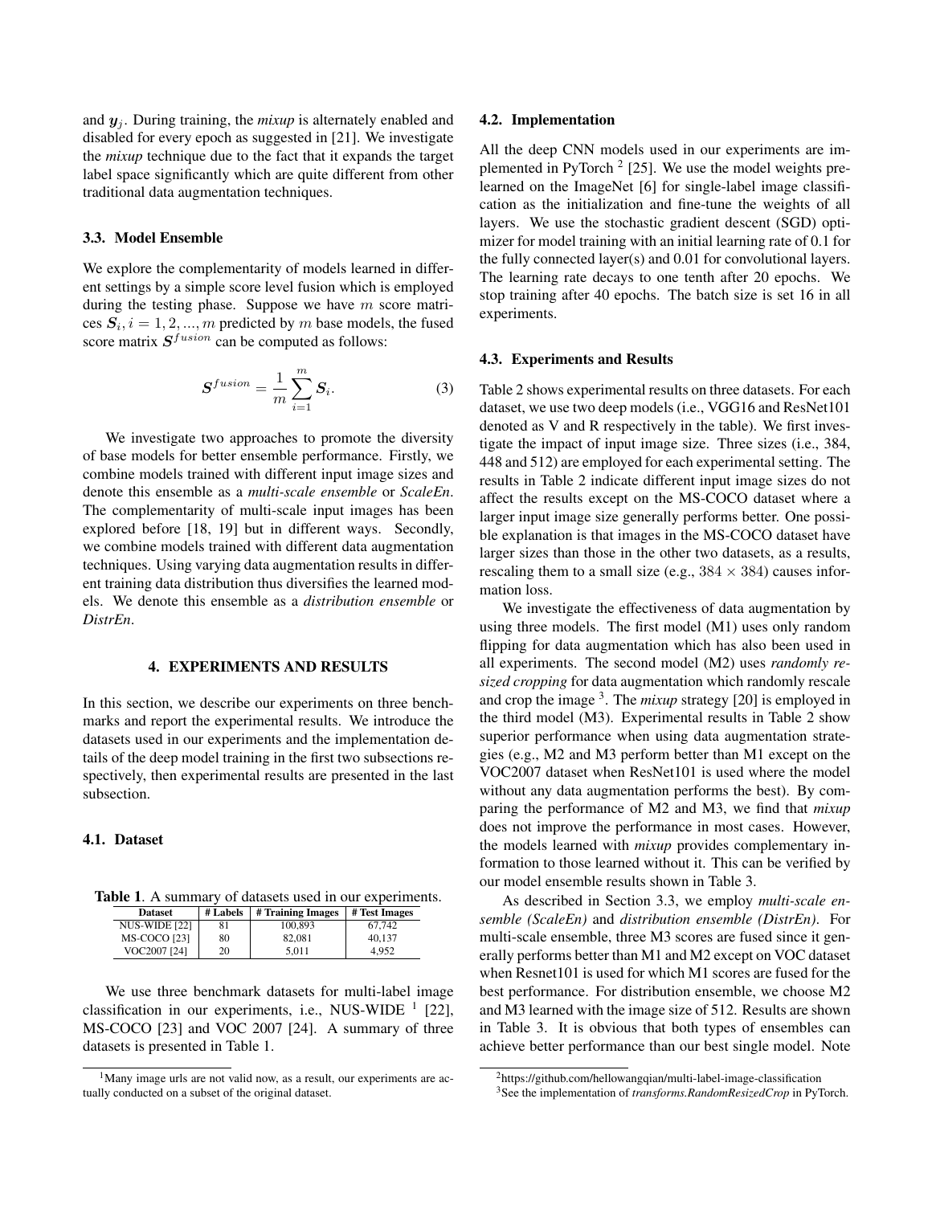and $\boldsymbol{y}_j$. During training, the *mixup* is alternately enabled and disabled for every epoch as suggested in [21]. We investigate the *mixup* technique due to the fact that it expands the target label space significantly which are quite different from other traditional data augmentation techniques.

### 3.3. Model Ensemble

We explore the complementarity of models learned in different settings by a simple score level fusion which is employed during the testing phase. Suppose we have $m$ score matrices $\boldsymbol{S}_i, i = 1, 2, ..., m$ predicted by $m$ base models, the fused score matrix $\boldsymbol{S}^{fusion}$ can be computed as follows:

$$\boldsymbol{S}^{fusion} = \frac{1}{m} \sum_{i=1}^{m} \boldsymbol{S}_i. \tag{3}$$

We investigate two approaches to promote the diversity of base models for better ensemble performance. Firstly, we combine models trained with different input image sizes and denote this ensemble as a *multi-scale ensemble* or *ScaleEn*. The complementarity of multi-scale input images has been explored before [18, 19] but in different ways. Secondly, we combine models trained with different data augmentation techniques. Using varying data augmentation results in different training data distribution thus diversifies the learned models. We denote this ensemble as a *distribution ensemble* or *DistrEn*.

## 4. EXPERIMENTS AND RESULTS

In this section, we describe our experiments on three benchmarks and report the experimental results. We introduce the datasets used in our experiments and the implementation details of the deep model training in the first two subsections respectively, then experimental results are presented in the last subsection.

### 4.1. Dataset

**Table 1**. A summary of datasets used in our experiments.

| Dataset | # Labels | # Training Images | # Test Images |
|---|---|---|---|
| NUS-WIDE [22] | 81 | 100,893 | 67,742 |
| MS-COCO [23] | 80 | 82,081 | 40,137 |
| VOC2007 [24] | 20 | 5,011 | 4,952 |

We use three benchmark datasets for multi-label image classification in our experiments, i.e., NUS-WIDE [1] [22], MS-COCO [23] and VOC 2007 [24]. A summary of three datasets is presented in Table 1.

[1]Many image urls are not valid now, as a result, our experiments are actually conducted on a subset of the original dataset.

### 4.2. Implementation

All the deep CNN models used in our experiments are implemented in PyTorch [2] [25]. We use the model weights prelearned on the ImageNet [6] for single-label image classification as the initialization and fine-tune the weights of all layers. We use the stochastic gradient descent (SGD) optimizer for model training with an initial learning rate of 0.1 for the fully connected layer(s) and 0.01 for convolutional layers. The learning rate decays to one tenth after 20 epochs. We stop training after 40 epochs. The batch size is set 16 in all experiments.

### 4.3. Experiments and Results

Table 2 shows experimental results on three datasets. For each dataset, we use two deep models (i.e., VGG16 and ResNet101 denoted as V and R respectively in the table). We first investigate the impact of input image size. Three sizes (i.e., 384, 448 and 512) are employed for each experimental setting. The results in Table 2 indicate different input image sizes do not affect the results except on the MS-COCO dataset where a larger input image size generally performs better. One possible explanation is that images in the MS-COCO dataset have larger sizes than those in the other two datasets, as a results, rescaling them to a small size (e.g., $384 \times 384$) causes information loss.

We investigate the effectiveness of data augmentation by using three models. The first model (M1) uses only random flipping for data augmentation which has also been used in all experiments. The second model (M2) uses *randomly resized cropping* for data augmentation which randomly rescale and crop the image [3]. The *mixup* strategy [20] is employed in the third model (M3). Experimental results in Table 2 show superior performance when using data augmentation strategies (e.g., M2 and M3 perform better than M1 except on the VOC2007 dataset when ResNet101 is used where the model without any data augmentation performs the best). By comparing the performance of M2 and M3, we find that *mixup* does not improve the performance in most cases. However, the models learned with *mixup* provides complementary information to those learned without it. This can be verified by our model ensemble results shown in Table 3.

As described in Section 3.3, we employ *multi-scale ensemble (ScaleEn)* and *distribution ensemble (DistrEn)*. For multi-scale ensemble, three M3 scores are fused since it generally performs better than M1 and M2 except on VOC dataset when Resnet101 is used for which M1 scores are fused for the best performance. For distribution ensemble, we choose M2 and M3 learned with the image size of 512. Results are shown in Table 3. It is obvious that both types of ensembles can achieve better performance than our best single model. Note

[2]https://github.com/hellowangqian/multi-label-image-classification

[3]See the implementation of *transforms.RandomResizedCrop* in PyTorch.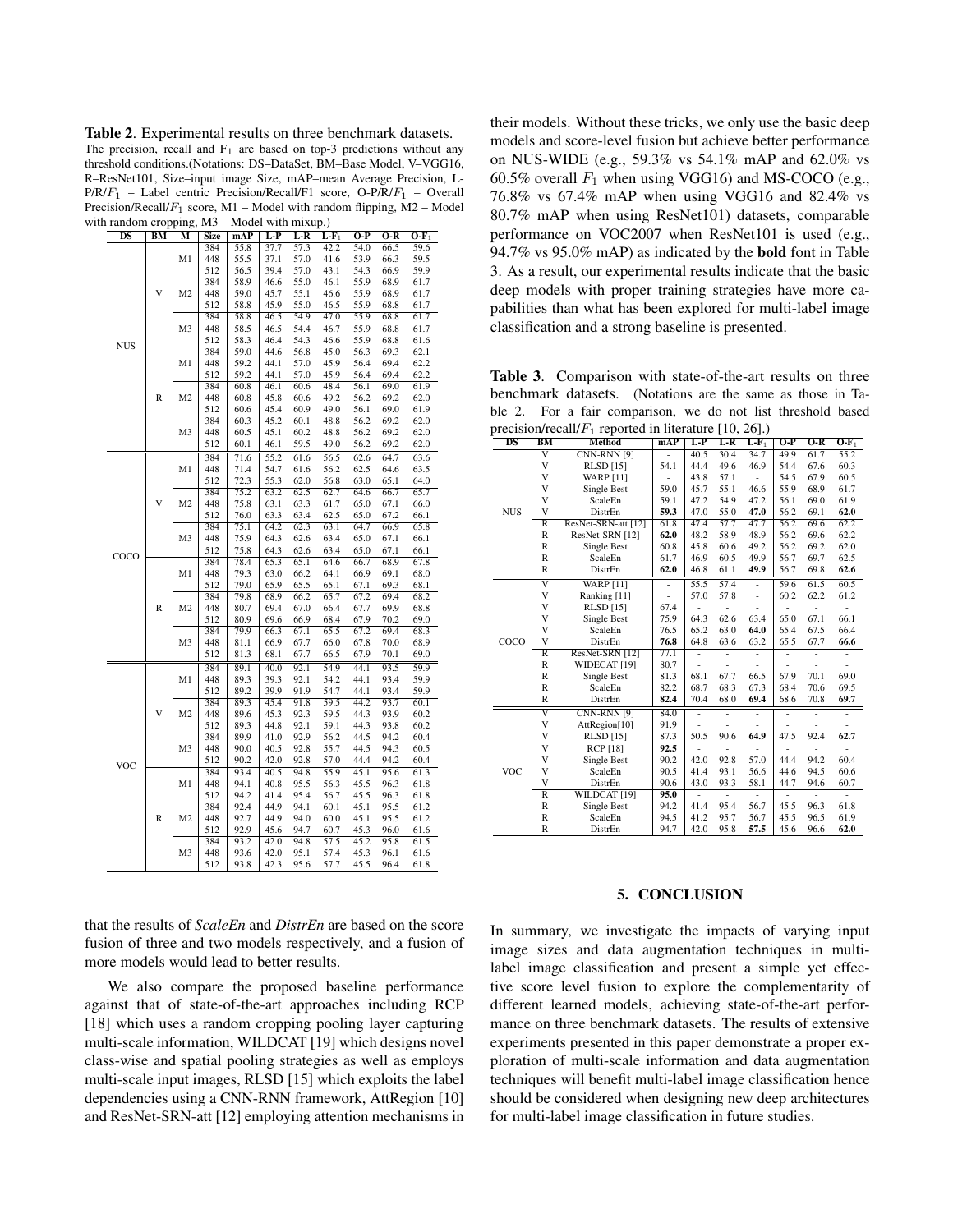**Table 2**. Experimental results on three benchmark datasets. The precision, recall and $F_1$ are based on top-3 predictions without any threshold conditions.(Notations: DS–DataSet, BM–Base Model, V–VGG16, R–ResNet101, Size–input image Size, mAP–mean Average Precision, L-P/R/$F_1$ – Label centric Precision/Recall/F1 score, O-P/R/$F_1$ – Overall Precision/Recall/$F_1$ score, M1 – Model with random flipping, M2 – Model with random cropping, M3 – Model with mixup.)

| DS | BM | M | Size | mAP | L-P | L-R | L-$F_1$ | O-P | O-R | O-$F_1$ |
|---|---|---|---|---|---|---|---|---|---|---|
| NUS | V | M1 | 384 | 55.8 | 37.7 | 57.3 | 42.2 | 54.0 | 66.5 | 59.6 |
| | | | 448 | 55.5 | 37.1 | 57.0 | 41.6 | 53.9 | 66.3 | 59.5 |
| | | | 512 | 56.5 | 39.4 | 57.0 | 43.1 | 54.3 | 66.9 | 59.9 |
| | | M2 | 384 | 58.9 | 46.6 | 55.0 | 46.1 | 55.9 | 68.9 | 61.7 |
| | | | 448 | 59.0 | 45.7 | 55.1 | 46.6 | 55.9 | 68.9 | 61.7 |
| | | | 512 | 58.8 | 45.9 | 55.0 | 46.5 | 55.9 | 68.8 | 61.7 |
| | | M3 | 384 | 58.8 | 46.5 | 54.9 | 47.0 | 55.9 | 68.8 | 61.7 |
| | | | 448 | 58.5 | 46.5 | 54.4 | 46.7 | 55.9 | 68.8 | 61.7 |
| | | | 512 | 58.3 | 46.4 | 54.3 | 46.6 | 55.9 | 68.8 | 61.6 |
| | R | M1 | 384 | 59.0 | 44.6 | 56.8 | 45.0 | 56.3 | 69.3 | 62.1 |
| | | | 448 | 59.2 | 44.1 | 57.0 | 45.9 | 56.4 | 69.4 | 62.2 |
| | | | 512 | 59.2 | 44.1 | 57.0 | 45.9 | 56.4 | 69.4 | 62.2 |
| | | M2 | 384 | 60.8 | 46.1 | 60.6 | 48.4 | 56.1 | 69.0 | 61.9 |
| | | | 448 | 60.8 | 45.8 | 60.6 | 49.2 | 56.2 | 69.2 | 62.0 |
| | | | 512 | 60.6 | 45.4 | 60.9 | 49.0 | 56.1 | 69.0 | 61.9 |
| | | M3 | 384 | 60.3 | 45.2 | 60.1 | 48.8 | 56.2 | 69.2 | 62.0 |
| | | | 448 | 60.5 | 45.1 | 60.2 | 48.8 | 56.2 | 69.2 | 62.0 |
| | | | 512 | 60.1 | 46.1 | 59.5 | 49.0 | 56.2 | 69.2 | 62.0 |
| COCO | V | M1 | 384 | 71.6 | 55.2 | 61.6 | 56.5 | 62.6 | 64.7 | 63.6 |
| | | | 448 | 71.4 | 54.7 | 61.6 | 56.2 | 62.5 | 64.6 | 63.5 |
| | | | 512 | 72.3 | 55.3 | 62.0 | 56.8 | 63.0 | 65.1 | 64.0 |
| | | M2 | 384 | 75.2 | 63.2 | 62.5 | 62.7 | 64.6 | 66.7 | 65.7 |
| | | | 448 | 75.8 | 63.1 | 63.3 | 61.7 | 65.0 | 67.1 | 66.0 |
| | | | 512 | 76.0 | 63.3 | 63.4 | 62.5 | 65.0 | 67.2 | 66.1 |
| | | M3 | 384 | 75.1 | 64.2 | 62.3 | 63.1 | 64.7 | 66.9 | 65.8 |
| | | | 448 | 75.9 | 64.3 | 62.6 | 63.4 | 65.0 | 67.1 | 66.1 |
| | | | 512 | 75.8 | 64.3 | 62.6 | 63.4 | 65.0 | 67.1 | 66.1 |
| | R | M1 | 384 | 78.4 | 65.3 | 65.1 | 64.6 | 66.7 | 68.9 | 67.8 |
| | | | 448 | 79.3 | 63.0 | 66.2 | 64.1 | 66.9 | 69.1 | 68.0 |
| | | | 512 | 79.0 | 65.9 | 65.5 | 65.1 | 67.1 | 69.3 | 68.1 |
| | | M2 | 384 | 79.8 | 68.9 | 66.2 | 65.7 | 67.2 | 69.4 | 68.2 |
| | | | 448 | 80.7 | 69.4 | 67.0 | 66.4 | 67.7 | 69.9 | 68.8 |
| | | | 512 | 80.9 | 69.6 | 66.9 | 68.4 | 67.9 | 70.2 | 69.0 |
| | | M3 | 384 | 79.9 | 66.3 | 67.1 | 65.5 | 67.2 | 69.4 | 68.3 |
| | | | 448 | 81.1 | 66.9 | 67.7 | 66.0 | 67.8 | 70.0 | 68.9 |
| | | | 512 | 81.3 | 68.1 | 67.7 | 66.5 | 67.9 | 70.1 | 69.0 |
| VOC | V | M1 | 384 | 89.1 | 40.0 | 92.1 | 54.9 | 44.1 | 93.5 | 59.9 |
| | | | 448 | 89.3 | 39.3 | 92.1 | 54.2 | 44.1 | 93.4 | 59.9 |
| | | | 512 | 89.2 | 39.9 | 91.9 | 54.7 | 44.1 | 93.4 | 59.9 |
| | | M2 | 384 | 89.3 | 45.4 | 91.8 | 59.5 | 44.2 | 93.7 | 60.1 |
| | | | 448 | 89.6 | 45.3 | 92.3 | 59.5 | 44.3 | 93.9 | 60.2 |
| | | | 512 | 89.3 | 44.8 | 92.1 | 59.1 | 44.3 | 93.8 | 60.2 |
| | | M3 | 384 | 89.9 | 41.0 | 92.9 | 56.2 | 44.5 | 94.2 | 60.4 |
| | | | 448 | 90.0 | 40.5 | 92.8 | 55.7 | 44.5 | 94.3 | 60.5 |
| | | | 512 | 90.2 | 42.0 | 92.8 | 57.0 | 44.4 | 94.2 | 60.4 |
| | R | M1 | 384 | 93.4 | 40.5 | 94.8 | 55.9 | 45.1 | 95.6 | 61.3 |
| | | | 448 | 94.1 | 40.8 | 95.5 | 56.3 | 45.5 | 96.3 | 61.8 |
| | | | 512 | 94.2 | 41.4 | 95.4 | 56.7 | 45.5 | 96.3 | 61.8 |
| | | M2 | 384 | 92.4 | 44.9 | 94.1 | 60.1 | 45.1 | 95.5 | 61.2 |
| | | | 448 | 92.7 | 44.9 | 94.0 | 60.0 | 45.1 | 95.5 | 61.2 |
| | | | 512 | 92.9 | 45.6 | 94.7 | 60.7 | 45.3 | 96.0 | 61.6 |
| | | M3 | 384 | 93.2 | 42.0 | 94.8 | 57.5 | 45.2 | 95.8 | 61.5 |
| | | | 448 | 93.6 | 42.0 | 95.1 | 57.4 | 45.3 | 96.1 | 61.6 |
| | | | 512 | 93.8 | 42.3 | 95.6 | 57.7 | 45.5 | 96.4 | 61.8 |

that the results of *ScaleEn* and *DistrEn* are based on the score fusion of three and two models respectively, and a fusion of more models would lead to better results.

We also compare the proposed baseline performance against that of state-of-the-art approaches including RCP [18] which uses a random cropping pooling layer capturing multi-scale information, WILDCAT [19] which designs novel class-wise and spatial pooling strategies as well as employs multi-scale input images, RLSD [15] which exploits the label dependencies using a CNN-RNN framework, AttRegion [10] and ResNet-SRN-att [12] employing attention mechanisms in their models. Without these tricks, we only use the basic deep models and score-level fusion but achieve better performance on NUS-WIDE (e.g., 59.3% vs 54.1% mAP and 62.0% vs 60.5% overall $F_1$ when using VGG16) and MS-COCO (e.g., 76.8% vs 67.4% mAP when using VGG16 and 82.4% vs 80.7% mAP when using ResNet101) datasets, comparable performance on VOC2007 when ResNet101 is used (e.g., 94.7% vs 95.0% mAP) as indicated by the **bold** font in Table 3. As a result, our experimental results indicate that the basic deep models with proper training strategies have more capabilities than what has been explored for multi-label image classification and a strong baseline is presented.

**Table 3**. Comparison with state-of-the-art results on three benchmark datasets. (Notations are the same as those in Table 2. For a fair comparison, we do not list threshold based precision/recall/$F_1$ reported in literature [10, 26].)

| DS | BM | Method | mAP | L-P | L-R | L-$F_1$ | O-P | O-R | O-$F_1$ |
|---|---|---|---|---|---|---|---|---|---|
| NUS | V | CNN-RNN [9] | - | 40.5 | 30.4 | 34.7 | 49.9 | 61.7 | 55.2 |
| | V | RLSD [15] | 54.1 | 44.4 | 49.6 | 46.9 | 54.4 | 67.6 | 60.3 |
| | V | WARP [11] | - | 43.8 | 57.1 | - | 54.5 | 67.9 | 60.5 |
| | V | Single Best | 59.0 | 45.7 | 55.1 | 46.6 | 55.9 | 68.9 | 61.7 |
| | V | ScaleEn | 59.1 | 47.2 | 54.9 | 47.2 | 56.1 | 69.0 | 61.9 |
| | V | DistrEn | **59.3** | 47.0 | 55.0 | **47.0** | 56.2 | 69.1 | **62.0** |
| | R | ResNet-SRN-att [12] | 61.8 | 47.4 | 57.7 | 47.7 | 56.2 | 69.6 | 62.2 |
| | R | ResNet-SRN [12] | **62.0** | 48.2 | 58.9 | 48.9 | 56.2 | 69.6 | 62.2 |
| | R | Single Best | 60.8 | 45.8 | 60.6 | 49.2 | 56.2 | 69.2 | 62.0 |
| | R | ScaleEn | 61.7 | 46.9 | 60.5 | 49.9 | 56.7 | 69.7 | 62.5 |
| | R | DistrEn | **62.0** | 46.8 | 61.1 | **49.9** | 56.7 | 69.8 | **62.6** |
| COCO | V | WARP [11] | - | 55.5 | 57.4 | - | 59.6 | 61.5 | 60.5 |
| | V | Ranking [11] | - | 57.0 | 57.8 | - | 60.2 | 62.2 | 61.2 |
| | V | RLSD [15] | 67.4 | - | - | - | - | - | - |
| | V | Single Best | 75.9 | 64.3 | 62.6 | 63.4 | 65.0 | 67.1 | 66.1 |
| | V | ScaleEn | 76.5 | 65.2 | 63.0 | **64.0** | 65.4 | 67.5 | 66.4 |
| | V | DistrEn | **76.8** | 64.8 | 63.6 | 63.2 | 65.5 | 67.7 | **66.6** |
| | R | ResNet-SRN [12] | 77.1 | - | - | - | - | - | - |
| | R | WIDECAT [19] | 80.7 | - | - | - | - | - | - |
| | R | Single Best | 81.3 | 68.1 | 67.7 | 66.5 | 67.9 | 70.1 | 69.0 |
| | R | ScaleEn | 82.2 | 68.7 | 68.3 | 67.3 | 68.4 | 70.6 | 69.5 |
| | R | DistrEn | **82.4** | 70.4 | 68.0 | **69.4** | 68.6 | 70.8 | **69.7** |
| VOC | V | CNN-RNN [9] | 84.0 | - | - | - | - | - | - |
| | V | AttRegion[10] | 91.9 | - | - | - | - | - | - |
| | V | RLSD [15] | 87.3 | 50.5 | 90.6 | **64.9** | 47.5 | 92.4 | **62.7** |
| | V | RCP [18] | **92.5** | - | - | - | - | - | - |
| | V | Single Best | 90.2 | 42.0 | 92.8 | 57.0 | 44.4 | 94.2 | 60.4 |
| | V | ScaleEn | 90.5 | 41.4 | 93.1 | 56.6 | 44.6 | 94.5 | 60.6 |
| | V | DistrEn | 90.6 | 43.0 | 93.3 | 58.1 | 44.7 | 94.6 | 60.7 |
| | R | WILDCAT [19] | **95.0** | - | - | - | - | - | - |
| | R | Single Best | 94.2 | 41.4 | 95.4 | 56.7 | 45.5 | 96.3 | 61.8 |
| | R | ScaleEn | 94.5 | 41.2 | 95.7 | 56.7 | 45.5 | 96.5 | 61.9 |
| | R | DistrEn | 94.7 | 42.0 | 95.8 | **57.5** | 45.6 | 96.6 | **62.0** |

## 5. CONCLUSION

In summary, we investigate the impacts of varying input image sizes and data augmentation techniques in multi-label image classification and present a simple yet effective score level fusion to explore the complementarity of different learned models, achieving state-of-the-art performance on three benchmark datasets. The results of extensive experiments presented in this paper demonstrate a proper exploration of multi-scale information and data augmentation techniques will benefit multi-label image classification hence should be considered when designing new deep architectures for multi-label image classification in future studies.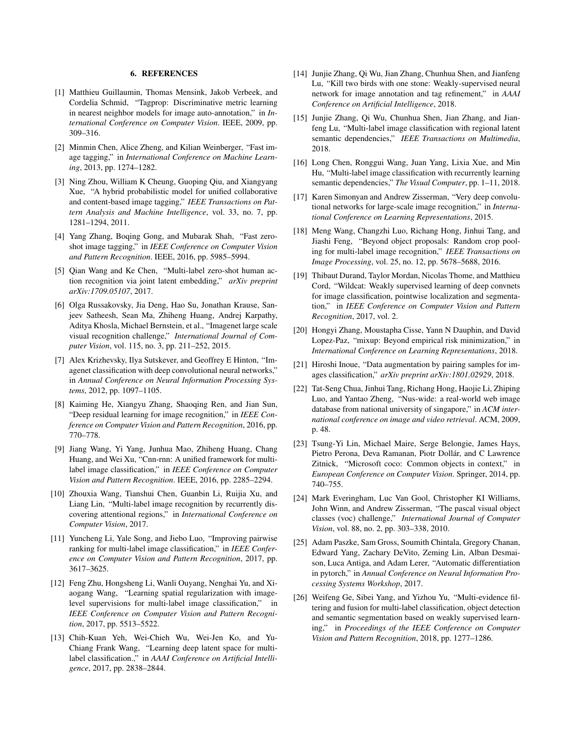## 6. REFERENCES

[1] Matthieu Guillaumin, Thomas Mensink, Jakob Verbeek, and Cordelia Schmid, "Tagprop: Discriminative metric learning in nearest neighbor models for image auto-annotation," in *International Conference on Computer Vision*. IEEE, 2009, pp. 309–316.

[2] Minmin Chen, Alice Zheng, and Kilian Weinberger, "Fast image tagging," in *International Conference on Machine Learning*, 2013, pp. 1274–1282.

[3] Ning Zhou, William K Cheung, Guoping Qiu, and Xiangyang Xue, "A hybrid probabilistic model for unified collaborative and content-based image tagging," *IEEE Transactions on Pattern Analysis and Machine Intelligence*, vol. 33, no. 7, pp. 1281–1294, 2011.

[4] Yang Zhang, Boqing Gong, and Mubarak Shah, "Fast zero-shot image tagging," in *IEEE Conference on Computer Vision and Pattern Recognition*. IEEE, 2016, pp. 5985–5994.

[5] Qian Wang and Ke Chen, "Multi-label zero-shot human action recognition via joint latent embedding," *arXiv preprint arXiv:1709.05107*, 2017.

[6] Olga Russakovsky, Jia Deng, Hao Su, Jonathan Krause, Sanjeev Satheesh, Sean Ma, Zhiheng Huang, Andrej Karpathy, Aditya Khosla, Michael Bernstein, et al., "Imagenet large scale visual recognition challenge," *International Journal of Computer Vision*, vol. 115, no. 3, pp. 211–252, 2015.

[7] Alex Krizhevsky, Ilya Sutskever, and Geoffrey E Hinton, "Imagenet classification with deep convolutional neural networks," in *Annual Conference on Neural Information Processing Systems*, 2012, pp. 1097–1105.

[8] Kaiming He, Xiangyu Zhang, Shaoqing Ren, and Jian Sun, "Deep residual learning for image recognition," in *IEEE Conference on Computer Vision and Pattern Recognition*, 2016, pp. 770–778.

[9] Jiang Wang, Yi Yang, Junhua Mao, Zhiheng Huang, Chang Huang, and Wei Xu, "Cnn-rnn: A unified framework for multi-label image classification," in *IEEE Conference on Computer Vision and Pattern Recognition*. IEEE, 2016, pp. 2285–2294.

[10] Zhouxia Wang, Tianshui Chen, Guanbin Li, Ruijia Xu, and Liang Lin, "Multi-label image recognition by recurrently discovering attentional regions," in *International Conference on Computer Vision*, 2017.

[11] Yuncheng Li, Yale Song, and Jiebo Luo, "Improving pairwise ranking for multi-label image classification," in *IEEE Conference on Computer Vision and Pattern Recognition*, 2017, pp. 3617–3625.

[12] Feng Zhu, Hongsheng Li, Wanli Ouyang, Nenghai Yu, and Xiaogang Wang, "Learning spatial regularization with image-level supervisions for multi-label image classification," in *IEEE Conference on Computer Vision and Pattern Recognition*, 2017, pp. 5513–5522.

[13] Chih-Kuan Yeh, Wei-Chieh Wu, Wei-Jen Ko, and Yu-Chiang Frank Wang, "Learning deep latent space for multi-label classification.," in *AAAI Conference on Artificial Intelligence*, 2017, pp. 2838–2844.

[14] Junjie Zhang, Qi Wu, Jian Zhang, Chunhua Shen, and Jianfeng Lu, "Kill two birds with one stone: Weakly-supervised neural network for image annotation and tag refinement," in *AAAI Conference on Artificial Intelligence*, 2018.

[15] Junjie Zhang, Qi Wu, Chunhua Shen, Jian Zhang, and Jianfeng Lu, "Multi-label image classification with regional latent semantic dependencies," *IEEE Transactions on Multimedia*, 2018.

[16] Long Chen, Ronggui Wang, Juan Yang, Lixia Xue, and Min Hu, "Multi-label image classification with recurrently learning semantic dependencies," *The Visual Computer*, pp. 1–11, 2018.

[17] Karen Simonyan and Andrew Zisserman, "Very deep convolutional networks for large-scale image recognition," in *International Conference on Learning Representations*, 2015.

[18] Meng Wang, Changzhi Luo, Richang Hong, Jinhui Tang, and Jiashi Feng, "Beyond object proposals: Random crop pooling for multi-label image recognition," *IEEE Transactions on Image Processing*, vol. 25, no. 12, pp. 5678–5688, 2016.

[19] Thibaut Durand, Taylor Mordan, Nicolas Thome, and Matthieu Cord, "Wildcat: Weakly supervised learning of deep convnets for image classification, pointwise localization and segmentation," in *IEEE Conference on Computer Vision and Pattern Recognition*, 2017, vol. 2.

[20] Hongyi Zhang, Moustapha Cisse, Yann N Dauphin, and David Lopez-Paz, "mixup: Beyond empirical risk minimization," in *International Conference on Learning Representations*, 2018.

[21] Hiroshi Inoue, "Data augmentation by pairing samples for images classification," *arXiv preprint arXiv:1801.02929*, 2018.

[22] Tat-Seng Chua, Jinhui Tang, Richang Hong, Haojie Li, Zhiping Luo, and Yantao Zheng, "Nus-wide: a real-world web image database from national university of singapore," in *ACM international conference on image and video retrieval*. ACM, 2009, p. 48.

[23] Tsung-Yi Lin, Michael Maire, Serge Belongie, James Hays, Pietro Perona, Deva Ramanan, Piotr Dollár, and C Lawrence Zitnick, "Microsoft coco: Common objects in context," in *European Conference on Computer Vision*. Springer, 2014, pp. 740–755.

[24] Mark Everingham, Luc Van Gool, Christopher KI Williams, John Winn, and Andrew Zisserman, "The pascal visual object classes (voc) challenge," *International Journal of Computer Vision*, vol. 88, no. 2, pp. 303–338, 2010.

[25] Adam Paszke, Sam Gross, Soumith Chintala, Gregory Chanan, Edward Yang, Zachary DeVito, Zeming Lin, Alban Desmaison, Luca Antiga, and Adam Lerer, "Automatic differentiation in pytorch," in *Annual Conference on Neural Information Processing Systems Workshop*, 2017.

[26] Weifeng Ge, Sibei Yang, and Yizhou Yu, "Multi-evidence filtering and fusion for multi-label classification, object detection and semantic segmentation based on weakly supervised learning," in *Proceedings of the IEEE Conference on Computer Vision and Pattern Recognition*, 2018, pp. 1277–1286.